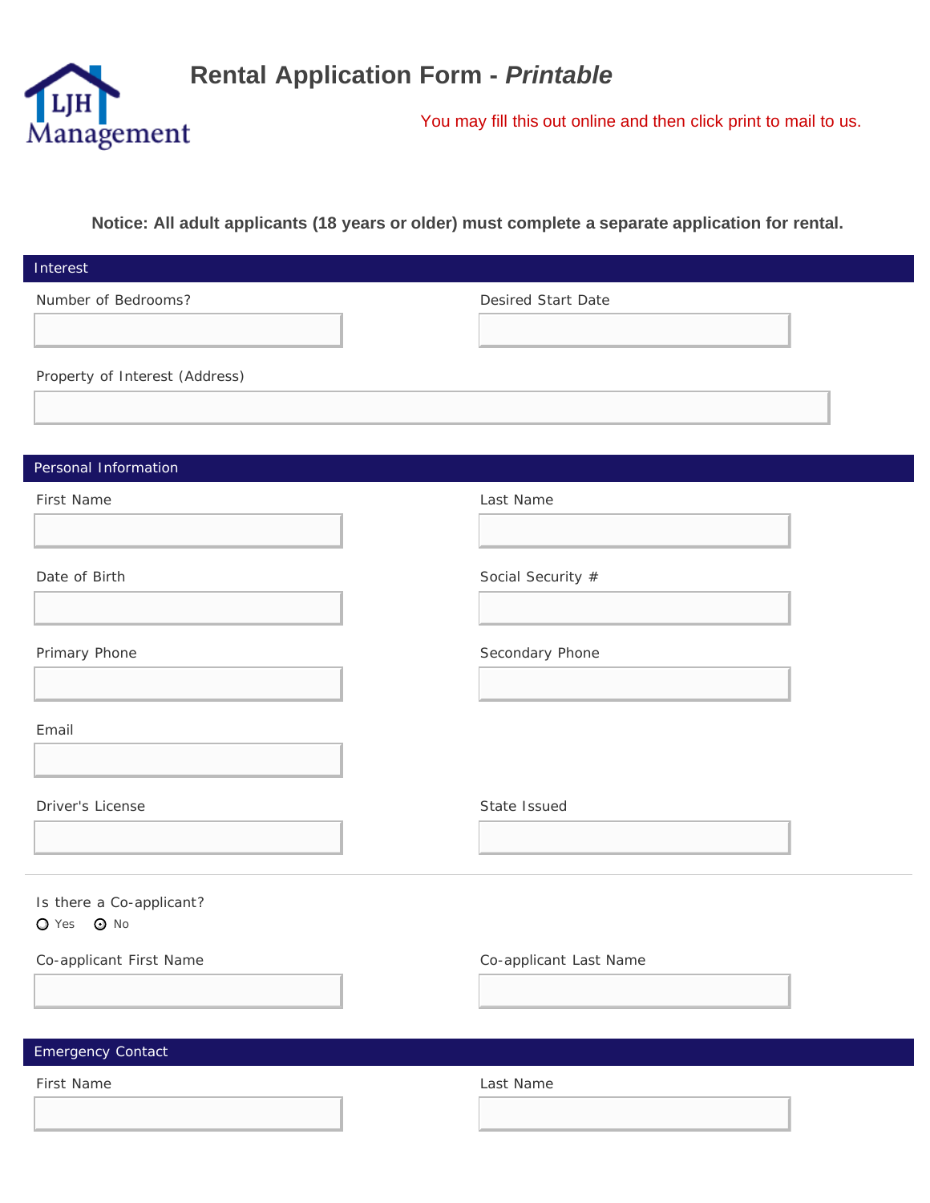LJH Management

# Rental Application Form - *Printable*

You may fill this out online and then click print to mail to us.

**Notice: All adult applicants (18 years or older) must complete a separate application for rental.**

## Interest

Number of Bedrooms?

Desired Start Date

Property of Interest (Address)

## Personal Information

First Name

Last Name

Date of Birth

Social Security #

Primary Phone

Secondary Phone

Email

Driver's License

State Issued

Is there a Co-applicant?

○ Yes ⊙ No

Co-applicant First Name

Co-applicant Last Name

## Emergency Contact

First Name

Last Name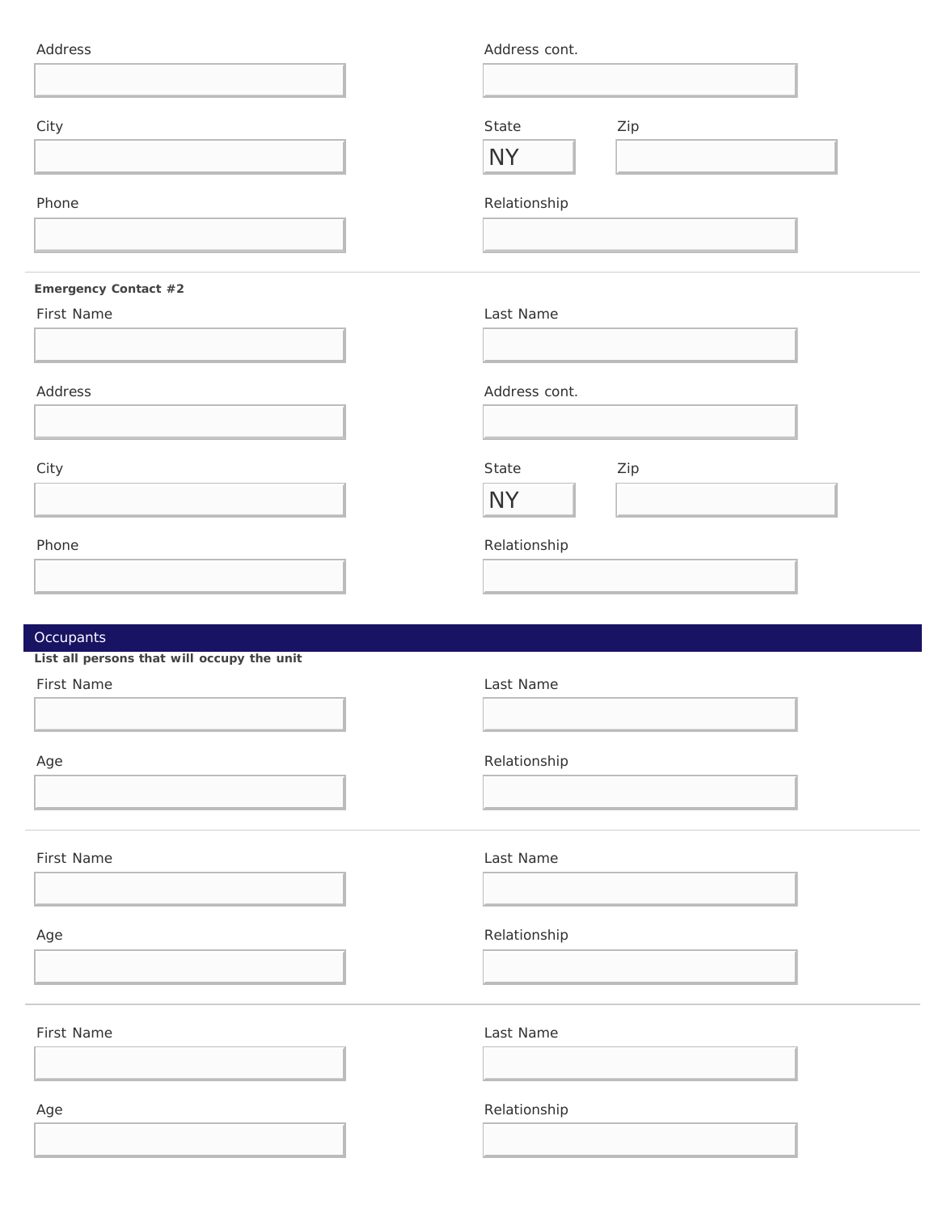Address

Address cont.

City

State

NY

Zip

Phone

Relationship

---

**Emergency Contact #2**

First Name

Last Name

Address

Address cont.

City

State

NY

Zip

Phone

Relationship

## Occupants

**List all persons that will occupy the unit**

First Name

Last Name

Age

Relationship

---

First Name

Last Name

Age

Relationship

---

First Name

Last Name

Age

Relationship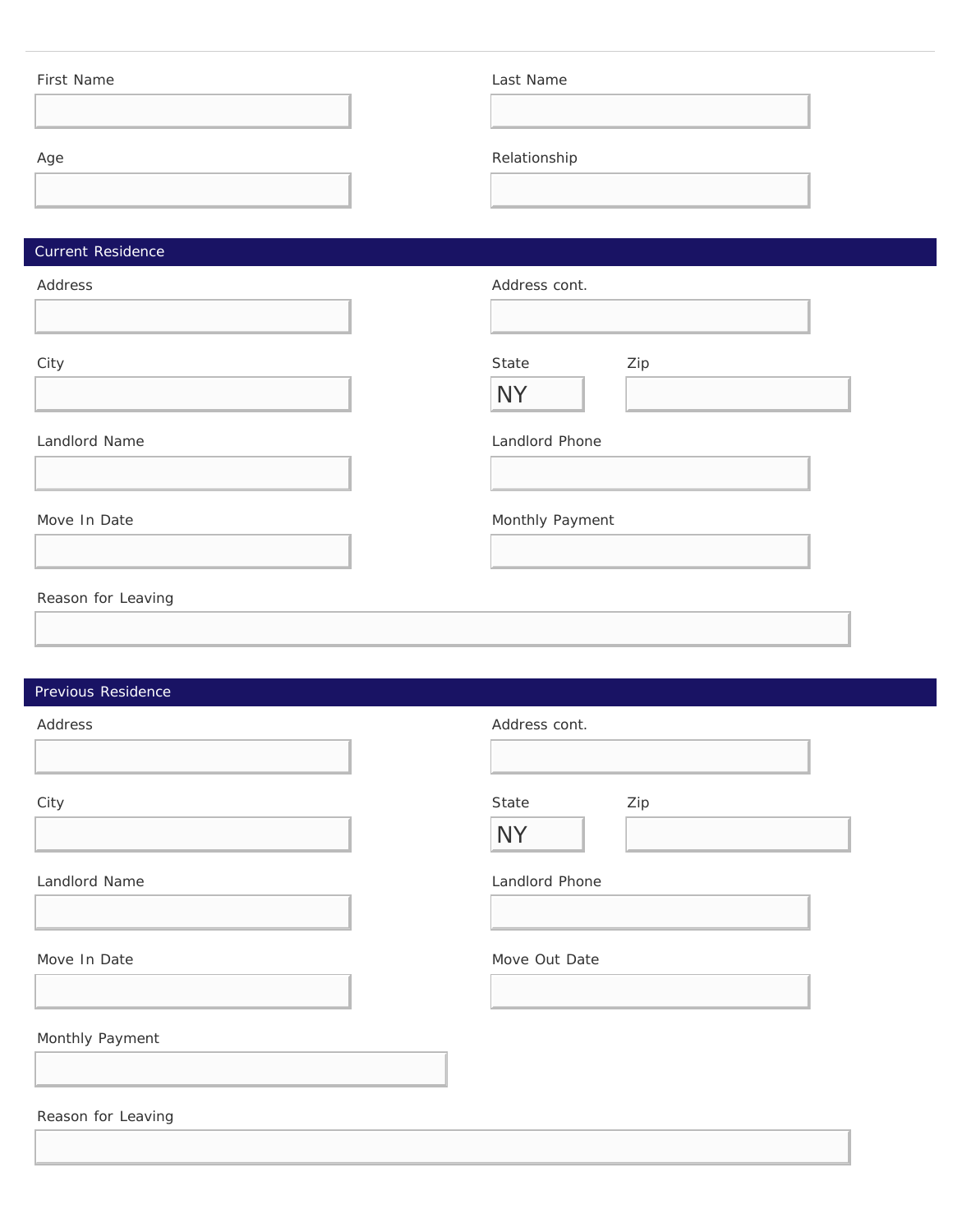First Name

Last Name

Age

Relationship

## Current Residence

Address

Address cont.

City

State

NY

Zip

Landlord Name

Landlord Phone

Move In Date

Monthly Payment

Reason for Leaving

## Previous Residence

Address

Address cont.

City

State

NY

Zip

Landlord Name

Landlord Phone

Move In Date

Move Out Date

Monthly Payment

Reason for Leaving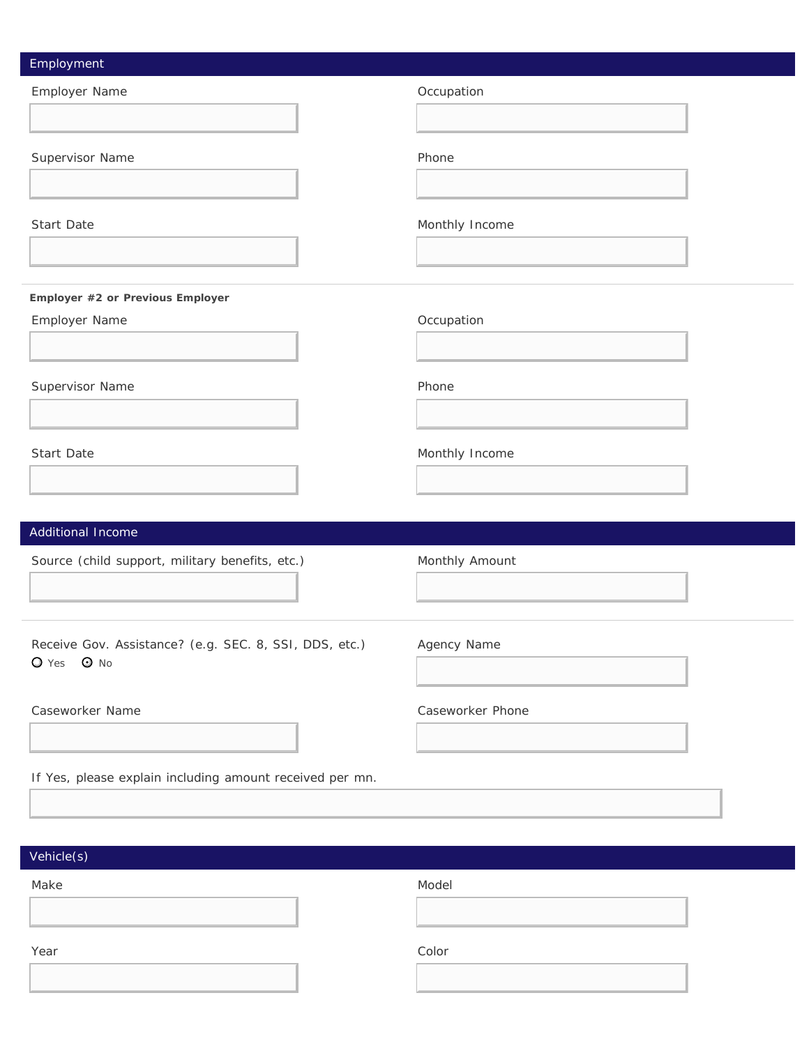## Employment

Employer Name

Occupation

Supervisor Name

Phone

Start Date

Monthly Income

**Employer #2 or Previous Employer**

Employer Name

Occupation

Supervisor Name

Phone

Start Date

Monthly Income

## Additional Income

Source (child support, military benefits, etc.)

Monthly Amount

Receive Gov. Assistance? (e.g. SEC. 8, SSI, DDS, etc.)

- ○ Yes
- ⊙ No

Agency Name

Caseworker Name

Caseworker Phone

If Yes, please explain including amount received per mn.

## Vehicle(s)

Make

Model

Year

Color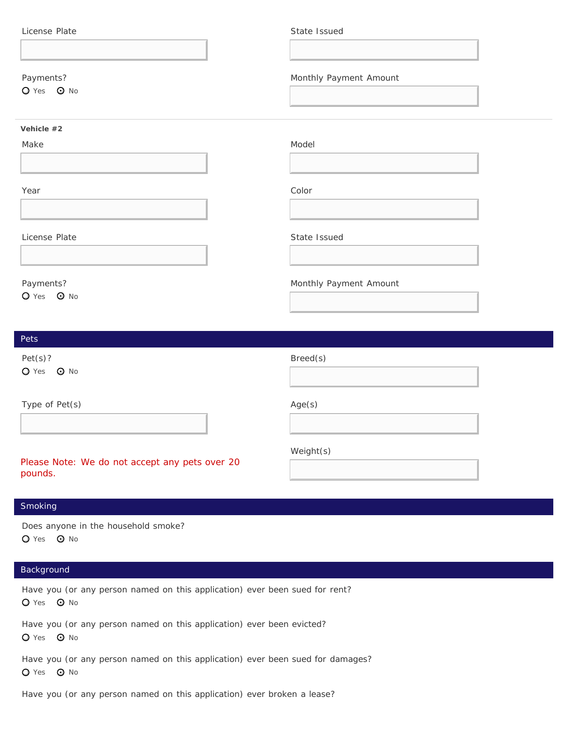License Plate

State Issued

Payments?
○ Yes ⊙ No

Monthly Payment Amount

---

**Vehicle #2**

Make

Model

Year

Color

License Plate

State Issued

Payments?
○ Yes ⊙ No

Monthly Payment Amount

## Pets

Pet(s)?
○ Yes ⊙ No

Breed(s)

Type of Pet(s)

Age(s)

Weight(s)

Please Note: We do not accept any pets over 20 pounds.

## Smoking

Does anyone in the household smoke?
○ Yes ⊙ No

## Background

Have you (or any person named on this application) ever been sued for rent?
○ Yes ⊙ No

Have you (or any person named on this application) ever been evicted?
○ Yes ⊙ No

Have you (or any person named on this application) ever been sued for damages?
○ Yes ⊙ No

Have you (or any person named on this application) ever broken a lease?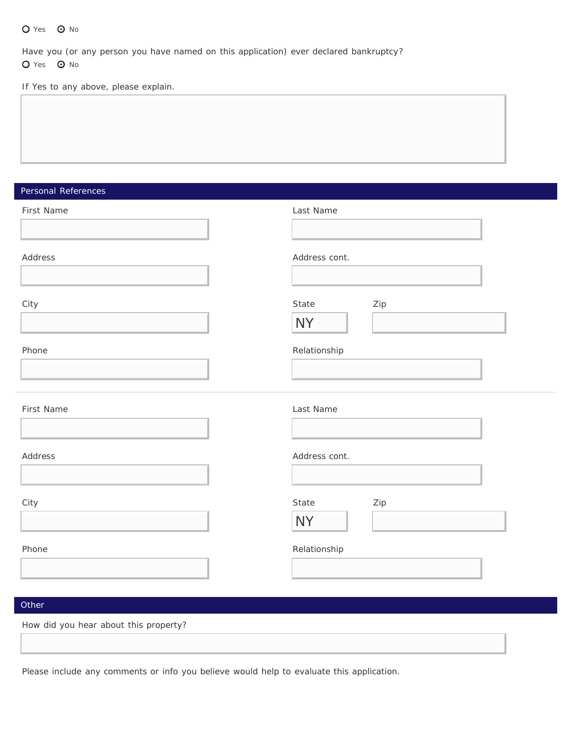○ Yes ⊙ No

Have you (or any person you have named on this application) ever declared bankruptcy?

○ Yes ⊙ No

If Yes to any above, please explain.

## Personal References

First Name

Last Name

Address

Address cont.

City

State: NY

Zip

Phone

Relationship

---

First Name

Last Name

Address

Address cont.

City

State: NY

Zip

Phone

Relationship

## Other

How did you hear about this property?

Please include any comments or info you believe would help to evaluate this application.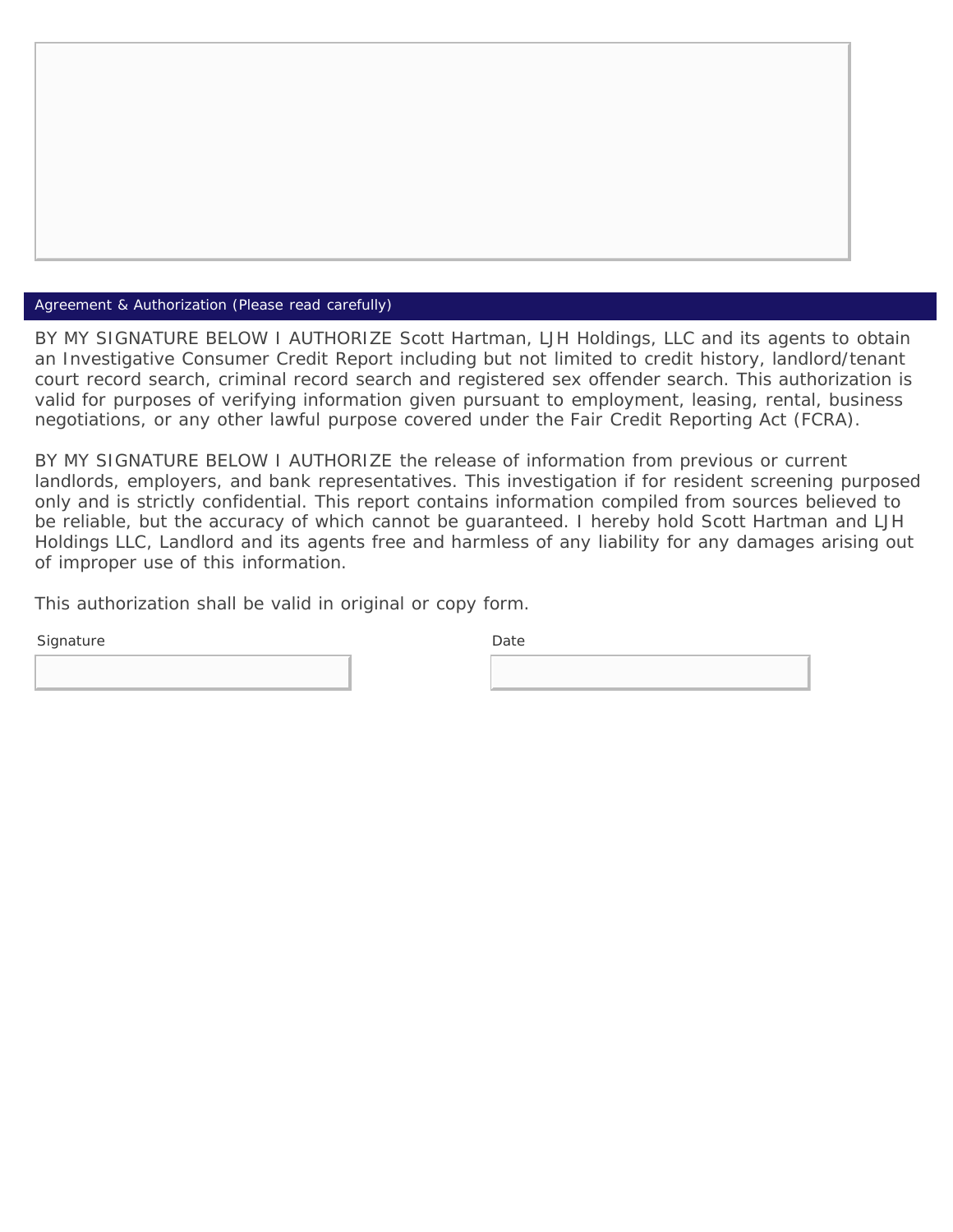## Agreement & Authorization (Please read carefully)

BY MY SIGNATURE BELOW I AUTHORIZE Scott Hartman, LJH Holdings, LLC and its agents to obtain an Investigative Consumer Credit Report including but not limited to credit history, landlord/tenant court record search, criminal record search and registered sex offender search. This authorization is valid for purposes of verifying information given pursuant to employment, leasing, rental, business negotiations, or any other lawful purpose covered under the Fair Credit Reporting Act (FCRA).

BY MY SIGNATURE BELOW I AUTHORIZE the release of information from previous or current landlords, employers, and bank representatives. This investigation if for resident screening purposed only and is strictly confidential. This report contains information compiled from sources believed to be reliable, but the accuracy of which cannot be guaranteed. I hereby hold Scott Hartman and LJH Holdings LLC, Landlord and its agents free and harmless of any liability for any damages arising out of improper use of this information.

This authorization shall be valid in original or copy form.

Signature

Date